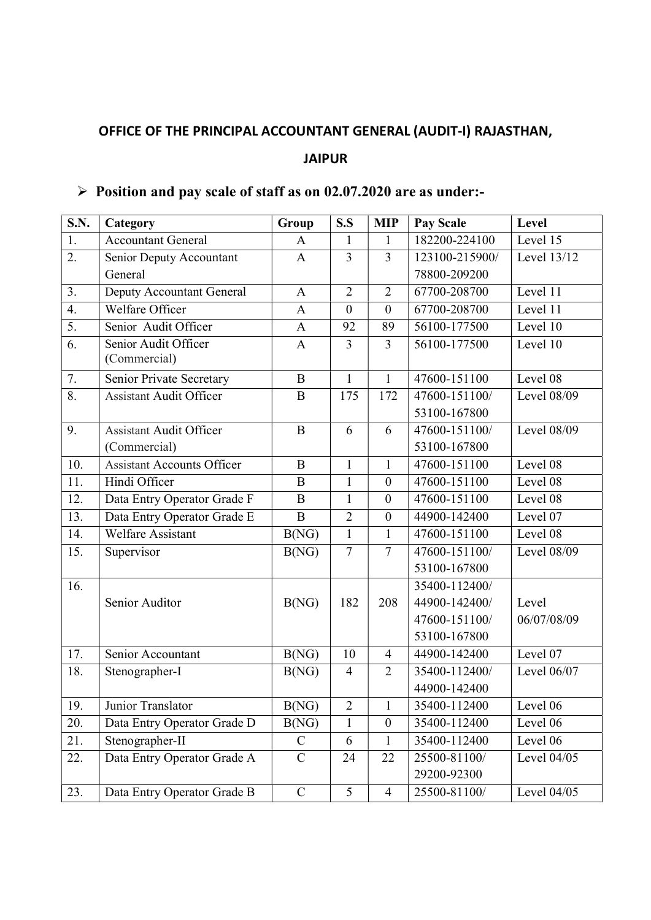**OFFICE OF THE PRINCIPAL ACCOUNTANT GENERAL (AUDIT-I) RAJASTHAN, JAIPUR**

- **Position and pay scale of staff as on 02.07.2020 are as under:-**

| S.N. | Category | Group | S.S | MIP | Pay Scale | Level |
|---|---|---|---|---|---|---|
| 1. | Accountant General | A | 1 | 1 | 182200-224100 | Level 15 |
| 2. | Senior Deputy Accountant General | A | 3 | 3 | 123100-215900/ 78800-209200 | Level 13/12 |
| 3. | Deputy Accountant General | A | 2 | 2 | 67700-208700 | Level 11 |
| 4. | Welfare Officer | A | 0 | 0 | 67700-208700 | Level 11 |
| 5. | Senior Audit Officer | A | 92 | 89 | 56100-177500 | Level 10 |
| 6. | Senior Audit Officer (Commercial) | A | 3 | 3 | 56100-177500 | Level 10 |
| 7. | Senior Private Secretary | B | 1 | 1 | 47600-151100 | Level 08 |
| 8. | Assistant Audit Officer | B | 175 | 172 | 47600-151100/ 53100-167800 | Level 08/09 |
| 9. | Assistant Audit Officer (Commercial) | B | 6 | 6 | 47600-151100/ 53100-167800 | Level 08/09 |
| 10. | Assistant Accounts Officer | B | 1 | 1 | 47600-151100 | Level 08 |
| 11. | Hindi Officer | B | 1 | 0 | 47600-151100 | Level 08 |
| 12. | Data Entry Operator Grade F | B | 1 | 0 | 47600-151100 | Level 08 |
| 13. | Data Entry Operator Grade E | B | 2 | 0 | 44900-142400 | Level 07 |
| 14. | Welfare Assistant | B(NG) | 1 | 1 | 47600-151100 | Level 08 |
| 15. | Supervisor | B(NG) | 7 | 7 | 47600-151100/ 53100-167800 | Level 08/09 |
| 16. | Senior Auditor | B(NG) | 182 | 208 | 35400-112400/ 44900-142400/ 47600-151100/ 53100-167800 | Level 06/07/08/09 |
| 17. | Senior Accountant | B(NG) | 10 | 4 | 44900-142400 | Level 07 |
| 18. | Stenographer-I | B(NG) | 4 | 2 | 35400-112400/ 44900-142400 | Level 06/07 |
| 19. | Junior Translator | B(NG) | 2 | 1 | 35400-112400 | Level 06 |
| 20. | Data Entry Operator Grade D | B(NG) | 1 | 0 | 35400-112400 | Level 06 |
| 21. | Stenographer-II | C | 6 | 1 | 35400-112400 | Level 06 |
| 22. | Data Entry Operator Grade A | C | 24 | 22 | 25500-81100/ 29200-92300 | Level 04/05 |
| 23. | Data Entry Operator Grade B | C | 5 | 4 | 25500-81100/ | Level 04/05 |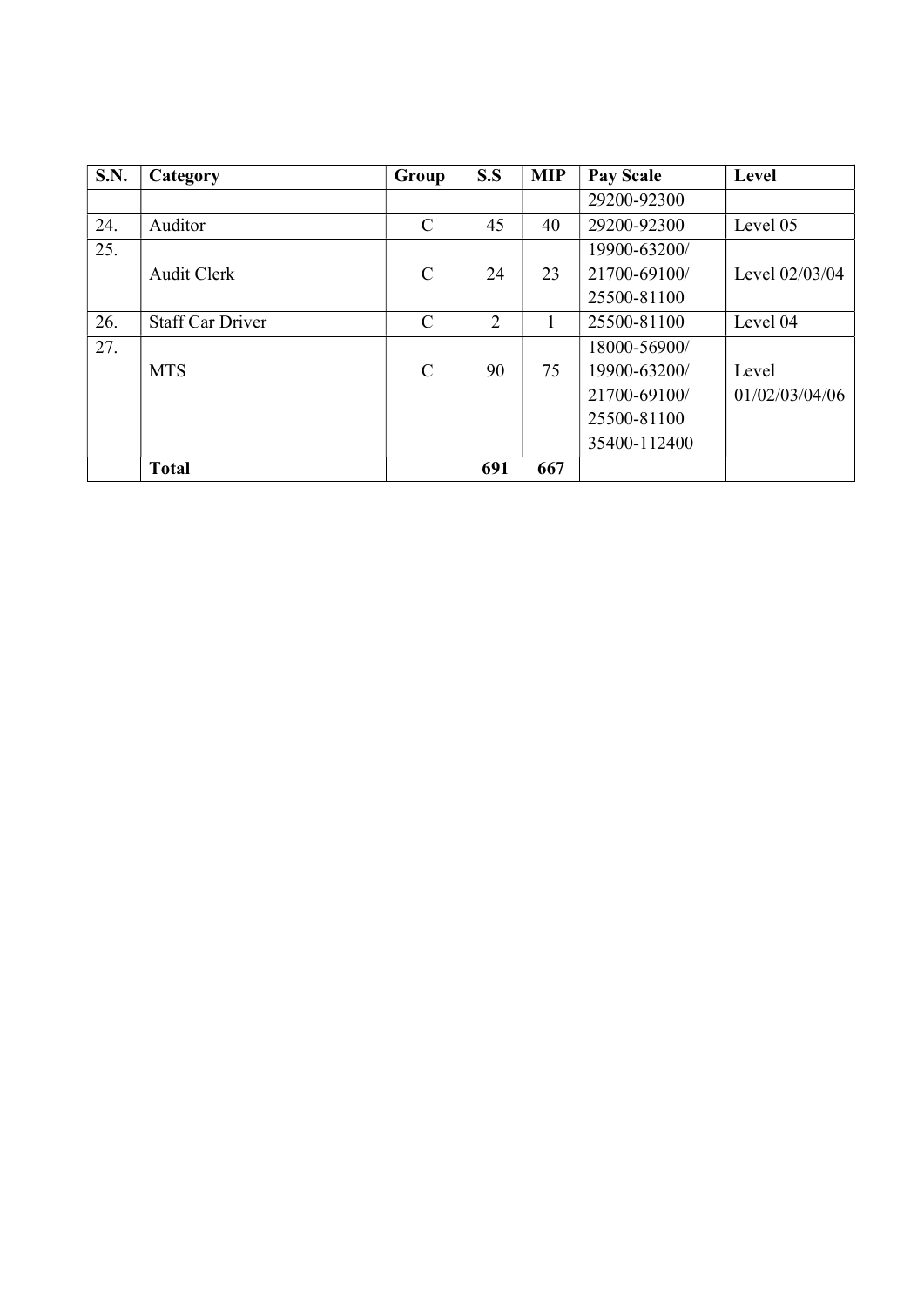| S.N. | Category | Group | S.S | MIP | Pay Scale | Level |
|---|---|---|---|---|---|---|
| | | | | | 29200-92300 | |
| 24. | Auditor | C | 45 | 40 | 29200-92300 | Level 05 |
| 25. | Audit Clerk | C | 24 | 23 | 19900-63200/ 21700-69100/ 25500-81100 | Level 02/03/04 |
| 26. | Staff Car Driver | C | 2 | 1 | 25500-81100 | Level 04 |
| 27. | MTS | C | 90 | 75 | 18000-56900/ 19900-63200/ 21700-69100/ 25500-81100 35400-112400 | Level 01/02/03/04/06 |
| | **Total** | | **691** | **667** | | |